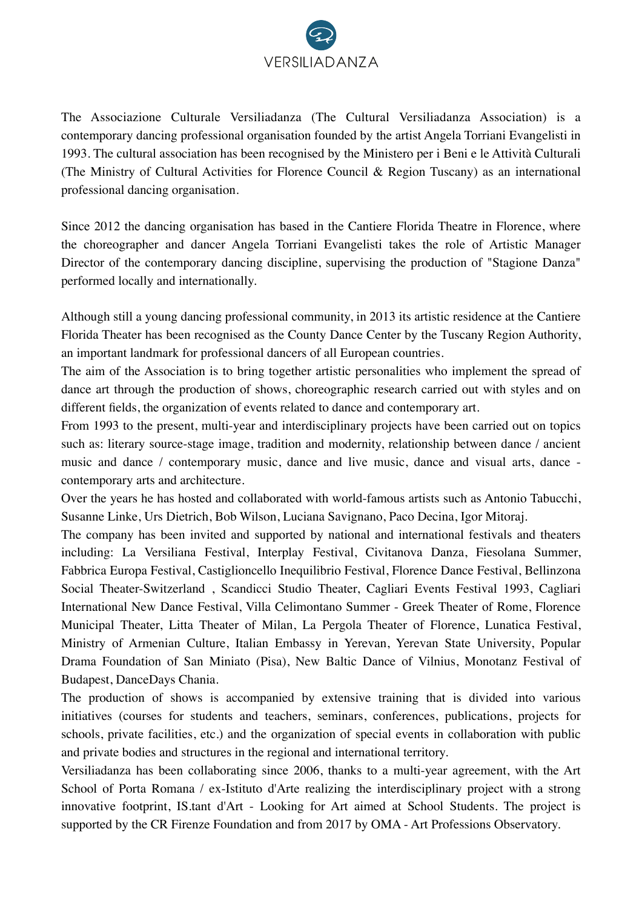VERSILIADANZA

The Associazione Culturale Versiliadanza (The Cultural Versiliadanza Association) is a contemporary dancing professional organisation founded by the artist Angela Torriani Evangelisti in 1993. The cultural association has been recognised by the Ministero per i Beni e le Attività Culturali (The Ministry of Cultural Activities for Florence Council & Region Tuscany) as an international professional dancing organisation.

Since 2012 the dancing organisation has based in the Cantiere Florida Theatre in Florence, where the choreographer and dancer Angela Torriani Evangelisti takes the role of Artistic Manager Director of the contemporary dancing discipline, supervising the production of "Stagione Danza" performed locally and internationally.

Although still a young dancing professional community, in 2013 its artistic residence at the Cantiere Florida Theater has been recognised as the County Dance Center by the Tuscany Region Authority, an important landmark for professional dancers of all European countries.

The aim of the Association is to bring together artistic personalities who implement the spread of dance art through the production of shows, choreographic research carried out with styles and on different fields, the organization of events related to dance and contemporary art.

From 1993 to the present, multi-year and interdisciplinary projects have been carried out on topics such as: literary source-stage image, tradition and modernity, relationship between dance / ancient music and dance / contemporary music, dance and live music, dance and visual arts, dance - contemporary arts and architecture.

Over the years he has hosted and collaborated with world-famous artists such as Antonio Tabucchi, Susanne Linke, Urs Dietrich, Bob Wilson, Luciana Savignano, Paco Decina, Igor Mitoraj.

The company has been invited and supported by national and international festivals and theaters including: La Versiliana Festival, Interplay Festival, Civitanova Danza, Fiesolana Summer, Fabbrica Europa Festival, Castiglioncello Inequilibrio Festival, Florence Dance Festival, Bellinzona Social Theater-Switzerland , Scandicci Studio Theater, Cagliari Events Festival 1993, Cagliari International New Dance Festival, Villa Celimontano Summer - Greek Theater of Rome, Florence Municipal Theater, Litta Theater of Milan, La Pergola Theater of Florence, Lunatica Festival, Ministry of Armenian Culture, Italian Embassy in Yerevan, Yerevan State University, Popular Drama Foundation of San Miniato (Pisa), New Baltic Dance of Vilnius, Monotanz Festival of Budapest, DanceDays Chania.

The production of shows is accompanied by extensive training that is divided into various initiatives (courses for students and teachers, seminars, conferences, publications, projects for schools, private facilities, etc.) and the organization of special events in collaboration with public and private bodies and structures in the regional and international territory.

Versiliadanza has been collaborating since 2006, thanks to a multi-year agreement, with the Art School of Porta Romana / ex-Istituto d'Arte realizing the interdisciplinary project with a strong innovative footprint, IS.tant d'Art - Looking for Art aimed at School Students. The project is supported by the CR Firenze Foundation and from 2017 by OMA - Art Professions Observatory.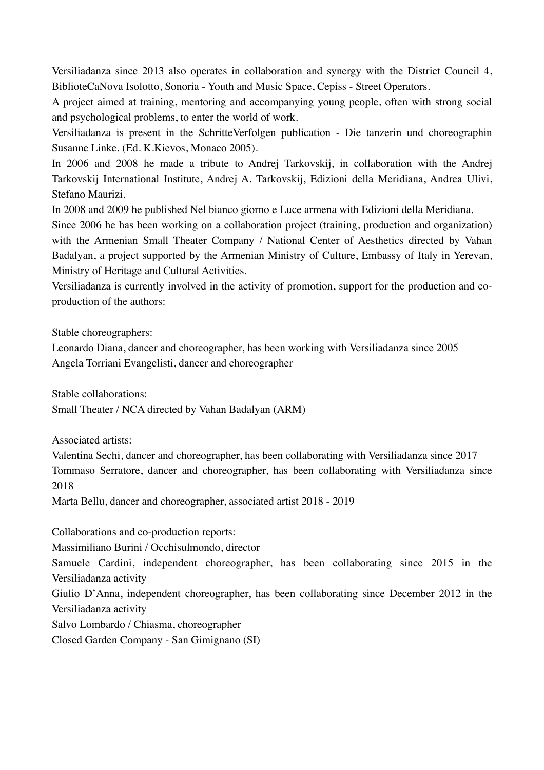Versiliadanza since 2013 also operates in collaboration and synergy with the District Council 4, BiblioteCaNova Isolotto, Sonoria - Youth and Music Space, Cepiss - Street Operators.

A project aimed at training, mentoring and accompanying young people, often with strong social and psychological problems, to enter the world of work.

Versiliadanza is present in the SchritteVerfolgen publication - Die tanzerin und choreographin Susanne Linke. (Ed. K.Kievos, Monaco 2005).

In 2006 and 2008 he made a tribute to Andrej Tarkovskij, in collaboration with the Andrej Tarkovskij International Institute, Andrej A. Tarkovskij, Edizioni della Meridiana, Andrea Ulivi, Stefano Maurizi.

In 2008 and 2009 he published Nel bianco giorno e Luce armena with Edizioni della Meridiana.

Since 2006 he has been working on a collaboration project (training, production and organization) with the Armenian Small Theater Company / National Center of Aesthetics directed by Vahan Badalyan, a project supported by the Armenian Ministry of Culture, Embassy of Italy in Yerevan, Ministry of Heritage and Cultural Activities.

Versiliadanza is currently involved in the activity of promotion, support for the production and co-production of the authors:

Stable choreographers:

Leonardo Diana, dancer and choreographer, has been working with Versiliadanza since 2005

Angela Torriani Evangelisti, dancer and choreographer

Stable collaborations:

Small Theater / NCA directed by Vahan Badalyan (ARM)

Associated artists:

Valentina Sechi, dancer and choreographer, has been collaborating with Versiliadanza since 2017

Tommaso Serratore, dancer and choreographer, has been collaborating with Versiliadanza since 2018

Marta Bellu, dancer and choreographer, associated artist 2018 - 2019

Collaborations and co-production reports:

Massimiliano Burini / Occhisulmondo, director

Samuele Cardini, independent choreographer, has been collaborating since 2015 in the Versiliadanza activity

Giulio D'Anna, independent choreographer, has been collaborating since December 2012 in the Versiliadanza activity

Salvo Lombardo / Chiasma, choreographer

Closed Garden Company - San Gimignano (SI)